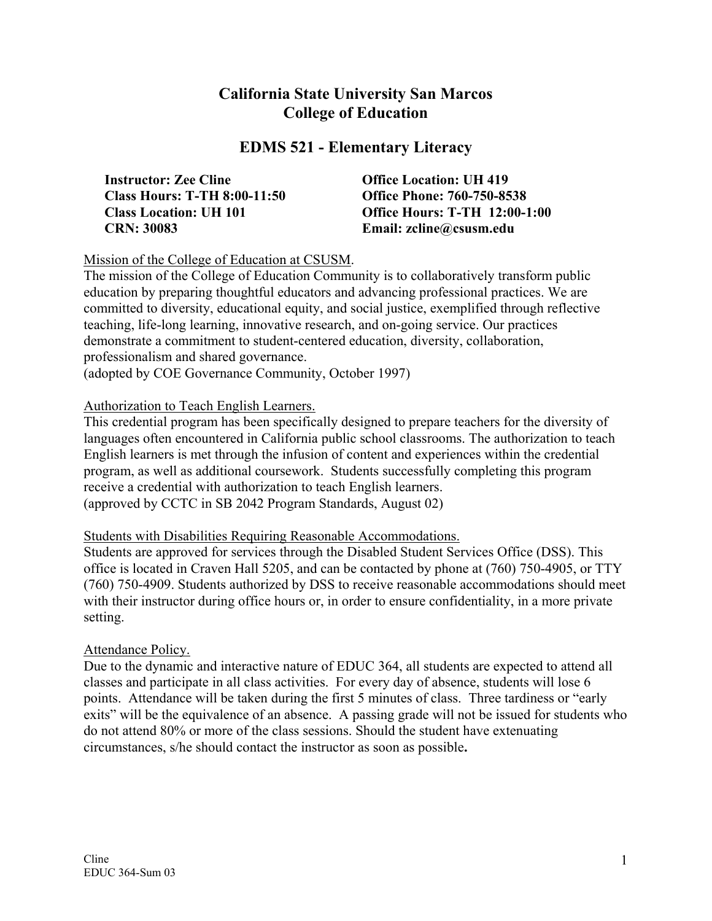# California State University San Marcos
# College of Education

## EDMS 521 - Elementary Literacy

**Instructor: Zee Cline**
**Class Hours: T-TH 8:00-11:50**
**Class Location: UH 101**
**CRN: 30083**

**Office Location: UH 419**
**Office Phone: 760-750-8538**
**Office Hours: T-TH 12:00-1:00**
**Email: zcline@csusm.edu**

Mission of the College of Education at CSUSM.
The mission of the College of Education Community is to collaboratively transform public education by preparing thoughtful educators and advancing professional practices. We are committed to diversity, educational equity, and social justice, exemplified through reflective teaching, life-long learning, innovative research, and on-going service. Our practices demonstrate a commitment to student-centered education, diversity, collaboration, professionalism and shared governance.
(adopted by COE Governance Community, October 1997)

Authorization to Teach English Learners.
This credential program has been specifically designed to prepare teachers for the diversity of languages often encountered in California public school classrooms. The authorization to teach English learners is met through the infusion of content and experiences within the credential program, as well as additional coursework. Students successfully completing this program receive a credential with authorization to teach English learners.
(approved by CCTC in SB 2042 Program Standards, August 02)

Students with Disabilities Requiring Reasonable Accommodations.
Students are approved for services through the Disabled Student Services Office (DSS). This office is located in Craven Hall 5205, and can be contacted by phone at (760) 750-4905, or TTY (760) 750-4909. Students authorized by DSS to receive reasonable accommodations should meet with their instructor during office hours or, in order to ensure confidentiality, in a more private setting.

Attendance Policy.
Due to the dynamic and interactive nature of EDUC 364, all students are expected to attend all classes and participate in all class activities. For every day of absence, students will lose 6 points. Attendance will be taken during the first 5 minutes of class. Three tardiness or "early exits" will be the equivalence of an absence. A passing grade will not be issued for students who do not attend 80% or more of the class sessions. Should the student have extenuating circumstances, s/he should contact the instructor as soon as possible**.**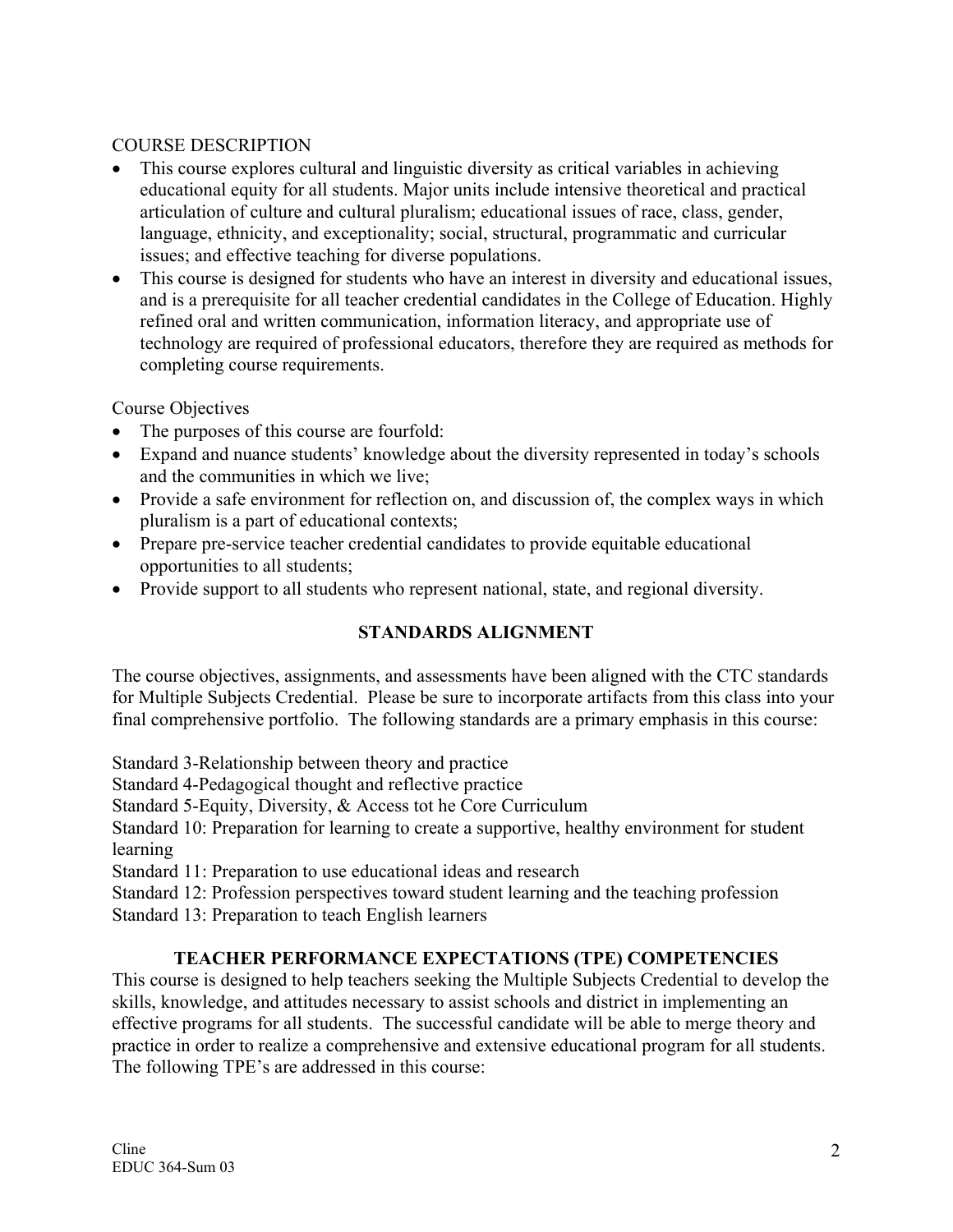COURSE DESCRIPTION

- This course explores cultural and linguistic diversity as critical variables in achieving educational equity for all students. Major units include intensive theoretical and practical articulation of culture and cultural pluralism; educational issues of race, class, gender, language, ethnicity, and exceptionality; social, structural, programmatic and curricular issues; and effective teaching for diverse populations.
- This course is designed for students who have an interest in diversity and educational issues, and is a prerequisite for all teacher credential candidates in the College of Education. Highly refined oral and written communication, information literacy, and appropriate use of technology are required of professional educators, therefore they are required as methods for completing course requirements.

Course Objectives

- The purposes of this course are fourfold:
- Expand and nuance students' knowledge about the diversity represented in today's schools and the communities in which we live;
- Provide a safe environment for reflection on, and discussion of, the complex ways in which pluralism is a part of educational contexts;
- Prepare pre-service teacher credential candidates to provide equitable educational opportunities to all students;
- Provide support to all students who represent national, state, and regional diversity.

## STANDARDS ALIGNMENT

The course objectives, assignments, and assessments have been aligned with the CTC standards for Multiple Subjects Credential. Please be sure to incorporate artifacts from this class into your final comprehensive portfolio. The following standards are a primary emphasis in this course:

Standard 3-Relationship between theory and practice
Standard 4-Pedagogical thought and reflective practice
Standard 5-Equity, Diversity, & Access tot he Core Curriculum
Standard 10: Preparation for learning to create a supportive, healthy environment for student learning
Standard 11: Preparation to use educational ideas and research
Standard 12: Profession perspectives toward student learning and the teaching profession
Standard 13: Preparation to teach English learners

## TEACHER PERFORMANCE EXPECTATIONS (TPE) COMPETENCIES

This course is designed to help teachers seeking the Multiple Subjects Credential to develop the skills, knowledge, and attitudes necessary to assist schools and district in implementing an effective programs for all students. The successful candidate will be able to merge theory and practice in order to realize a comprehensive and extensive educational program for all students. The following TPE's are addressed in this course: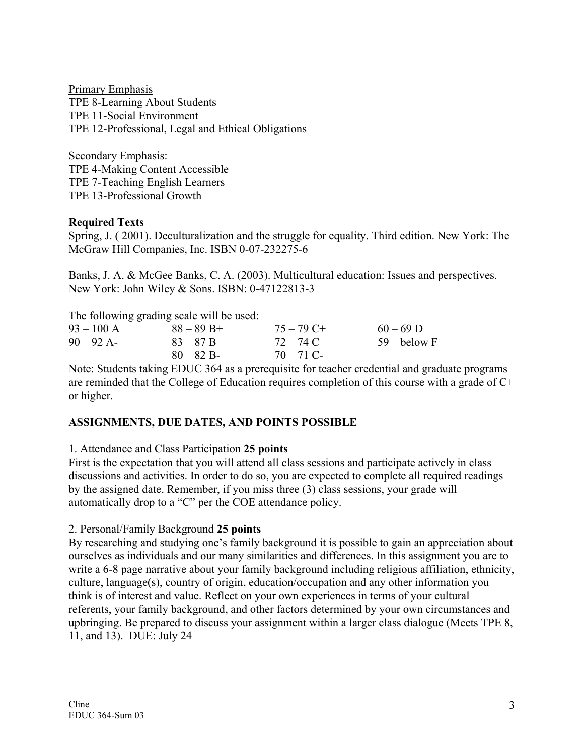Primary Emphasis
TPE 8-Learning About Students
TPE 11-Social Environment
TPE 12-Professional, Legal and Ethical Obligations

Secondary Emphasis:
TPE 4-Making Content Accessible
TPE 7-Teaching English Learners
TPE 13-Professional Growth

**Required Texts**

Spring, J. ( 2001). Deculturalization and the struggle for equality. Third edition. New York: The McGraw Hill Companies, Inc. ISBN 0-07-232275-6

Banks, J. A. & McGee Banks, C. A. (2003). Multicultural education: Issues and perspectives. New York: John Wiley & Sons. ISBN: 0-47122813-3

The following grading scale will be used:

| | | | |
|---|---|---|---|
| 93 – 100 A | 88 – 89 B+ | 75 – 79 C+ | 60 – 69 D |
| 90 – 92 A- | 83 – 87 B | 72 – 74 C | 59 – below F |
| | 80 – 82 B- | 70 – 71 C- | |

Note: Students taking EDUC 364 as a prerequisite for teacher credential and graduate programs are reminded that the College of Education requires completion of this course with a grade of C+ or higher.

## ASSIGNMENTS, DUE DATES, AND POINTS POSSIBLE

1. Attendance and Class Participation **25 points**

First is the expectation that you will attend all class sessions and participate actively in class discussions and activities. In order to do so, you are expected to complete all required readings by the assigned date. Remember, if you miss three (3) class sessions, your grade will automatically drop to a "C" per the COE attendance policy.

2. Personal/Family Background **25 points**

By researching and studying one's family background it is possible to gain an appreciation about ourselves as individuals and our many similarities and differences. In this assignment you are to write a 6-8 page narrative about your family background including religious affiliation, ethnicity, culture, language(s), country of origin, education/occupation and any other information you think is of interest and value. Reflect on your own experiences in terms of your cultural referents, your family background, and other factors determined by your own circumstances and upbringing. Be prepared to discuss your assignment within a larger class dialogue (Meets TPE 8, 11, and 13). DUE: July 24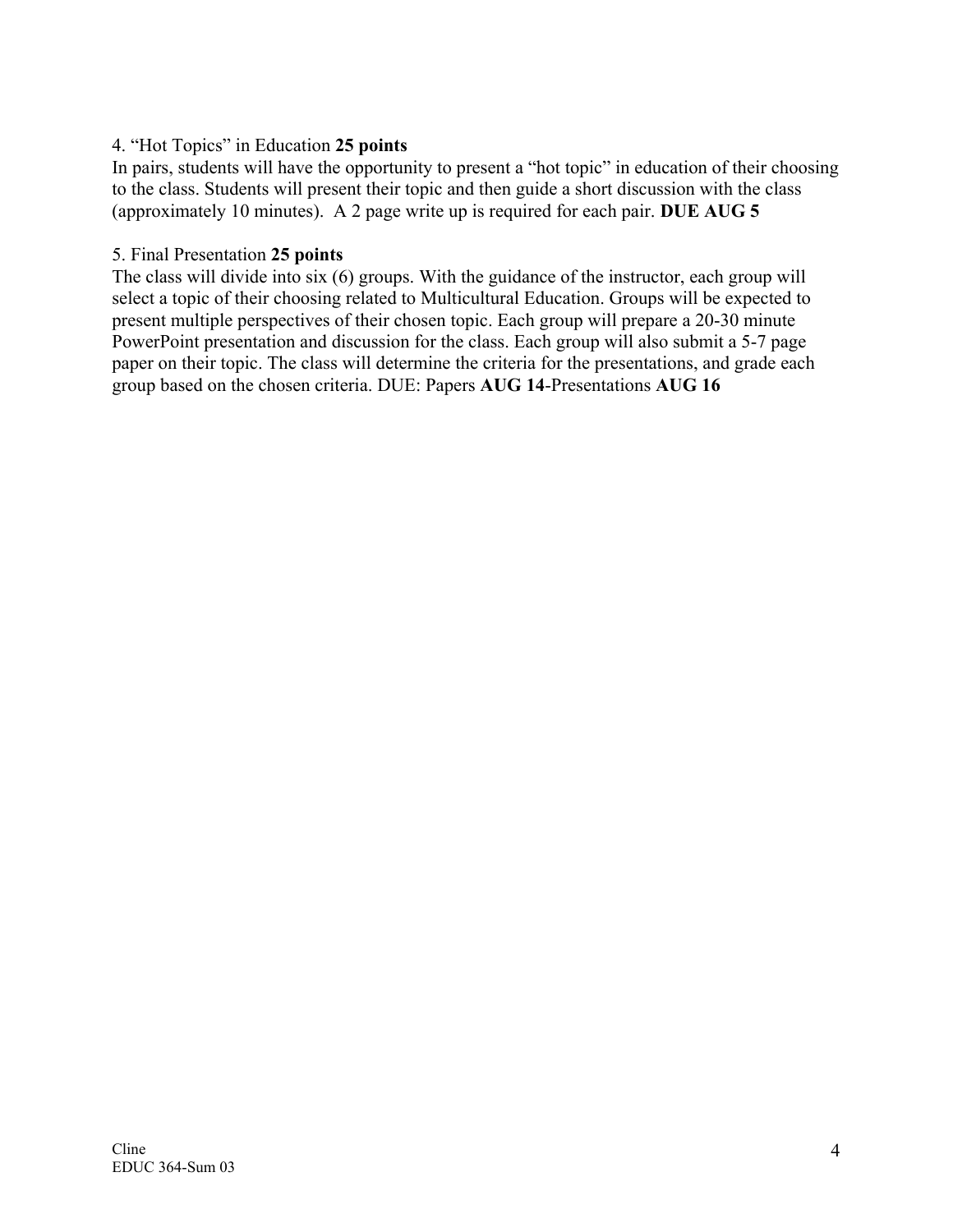4. “Hot Topics” in Education **25 points**
In pairs, students will have the opportunity to present a “hot topic” in education of their choosing to the class. Students will present their topic and then guide a short discussion with the class (approximately 10 minutes). A 2 page write up is required for each pair. **DUE AUG 5**

5. Final Presentation **25 points**
The class will divide into six (6) groups. With the guidance of the instructor, each group will select a topic of their choosing related to Multicultural Education. Groups will be expected to present multiple perspectives of their chosen topic. Each group will prepare a 20-30 minute PowerPoint presentation and discussion for the class. Each group will also submit a 5-7 page paper on their topic. The class will determine the criteria for the presentations, and grade each group based on the chosen criteria. DUE: Papers **AUG 14**-Presentations **AUG 16**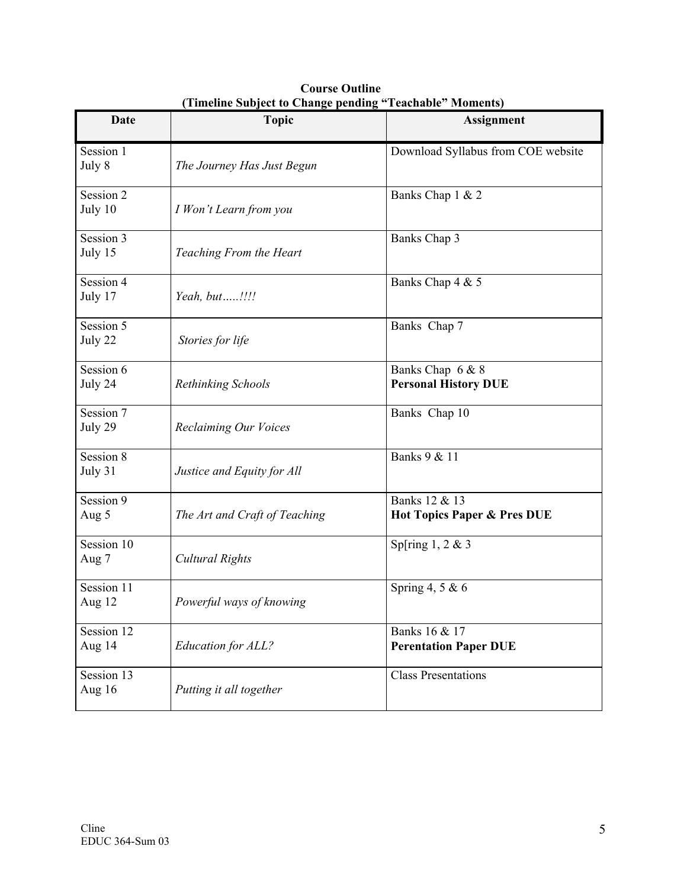**Course Outline**
**(Timeline Subject to Change pending "Teachable" Moments)**

| Date | Topic | Assignment |
|---|---|---|
| Session 1<br>July 8 | *The Journey Has Just Begun* | Download Syllabus from COE website |
| Session 2<br>July 10 | *I Won't Learn from you* | Banks Chap 1 & 2 |
| Session 3<br>July 15 | *Teaching From the Heart* | Banks Chap 3 |
| Session 4<br>July 17 | *Yeah, but…..!!!!* | Banks Chap 4 & 5 |
| Session 5<br>July 22 | *Stories for life* | Banks Chap 7 |
| Session 6<br>July 24 | *Rethinking Schools* | Banks Chap 6 & 8<br>**Personal History DUE** |
| Session 7<br>July 29 | *Reclaiming Our Voices* | Banks Chap 10 |
| Session 8<br>July 31 | *Justice and Equity for All* | Banks 9 & 11 |
| Session 9<br>Aug 5 | *The Art and Craft of Teaching* | Banks 12 & 13<br>**Hot Topics Paper & Pres DUE** |
| Session 10<br>Aug 7 | *Cultural Rights* | Sp[ring 1, 2 & 3 |
| Session 11<br>Aug 12 | *Powerful ways of knowing* | Spring 4, 5 & 6 |
| Session 12<br>Aug 14 | *Education for ALL?* | Banks 16 & 17<br>**Perentation Paper DUE** |
| Session 13<br>Aug 16 | *Putting it all together* | Class Presentations |